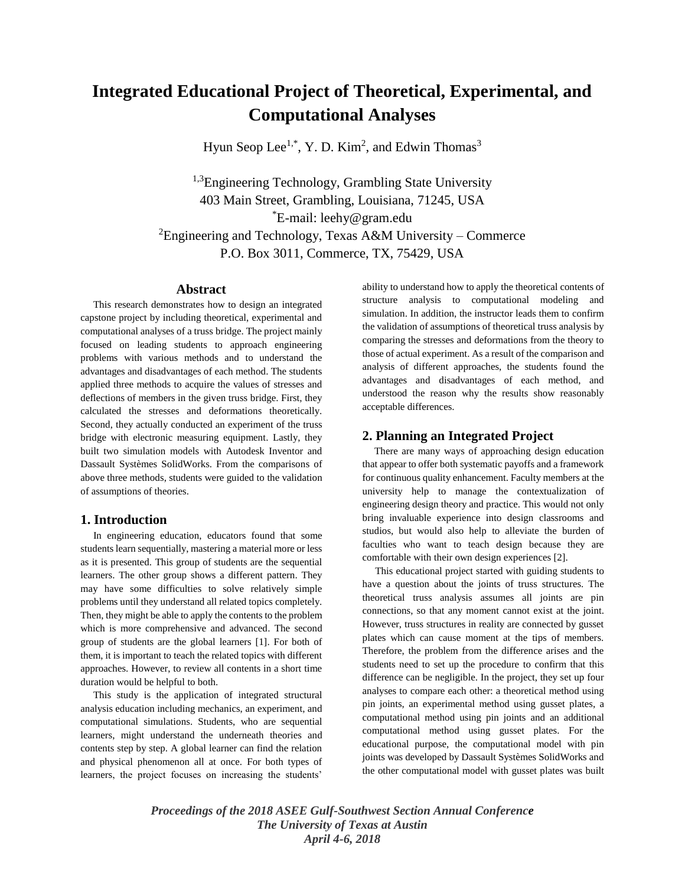# Integrated Educational Project of Theoretical, Experimental, and Computational Analyses

Hyun Seop Lee[1,*], Y. D. Kim[2], and Edwin Thomas[3]

[1,3]Engineering Technology, Grambling State University
403 Main Street, Grambling, Louisiana, 71245, USA
[*]E-mail: leehy@gram.edu
[2]Engineering and Technology, Texas A&M University – Commerce
P.O. Box 3011, Commerce, TX, 75429, USA

## Abstract

This research demonstrates how to design an integrated capstone project by including theoretical, experimental and computational analyses of a truss bridge. The project mainly focused on leading students to approach engineering problems with various methods and to understand the advantages and disadvantages of each method. The students applied three methods to acquire the values of stresses and deflections of members in the given truss bridge. First, they calculated the stresses and deformations theoretically. Second, they actually conducted an experiment of the truss bridge with electronic measuring equipment. Lastly, they built two simulation models with Autodesk Inventor and Dassault Systèmes SolidWorks. From the comparisons of above three methods, students were guided to the validation of assumptions of theories.

## 1. Introduction

In engineering education, educators found that some students learn sequentially, mastering a material more or less as it is presented. This group of students are the sequential learners. The other group shows a different pattern. They may have some difficulties to solve relatively simple problems until they understand all related topics completely. Then, they might be able to apply the contents to the problem which is more comprehensive and advanced. The second group of students are the global learners [1]. For both of them, it is important to teach the related topics with different approaches. However, to review all contents in a short time duration would be helpful to both.

This study is the application of integrated structural analysis education including mechanics, an experiment, and computational simulations. Students, who are sequential learners, might understand the underneath theories and contents step by step. A global learner can find the relation and physical phenomenon all at once. For both types of learners, the project focuses on increasing the students' ability to understand how to apply the theoretical contents of structure analysis to computational modeling and simulation. In addition, the instructor leads them to confirm the validation of assumptions of theoretical truss analysis by comparing the stresses and deformations from the theory to those of actual experiment. As a result of the comparison and analysis of different approaches, the students found the advantages and disadvantages of each method, and understood the reason why the results show reasonably acceptable differences.

## 2. Planning an Integrated Project

There are many ways of approaching design education that appear to offer both systematic payoffs and a framework for continuous quality enhancement. Faculty members at the university help to manage the contextualization of engineering design theory and practice. This would not only bring invaluable experience into design classrooms and studios, but would also help to alleviate the burden of faculties who want to teach design because they are comfortable with their own design experiences [2].

This educational project started with guiding students to have a question about the joints of truss structures. The theoretical truss analysis assumes all joints are pin connections, so that any moment cannot exist at the joint. However, truss structures in reality are connected by gusset plates which can cause moment at the tips of members. Therefore, the problem from the difference arises and the students need to set up the procedure to confirm that this difference can be negligible. In the project, they set up four analyses to compare each other: a theoretical method using pin joints, an experimental method using gusset plates, a computational method using pin joints and an additional computational method using gusset plates. For the educational purpose, the computational model with pin joints was developed by Dassault Systèmes SolidWorks and the other computational model with gusset plates was built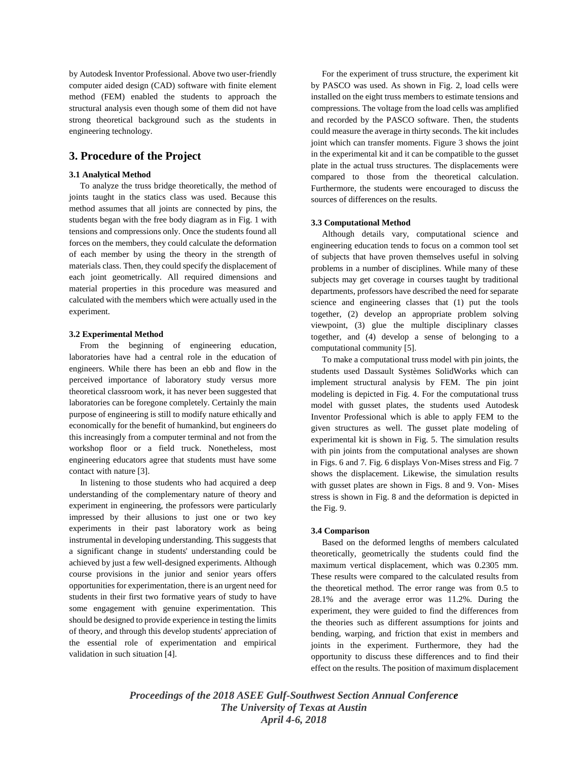by Autodesk Inventor Professional. Above two user-friendly computer aided design (CAD) software with finite element method (FEM) enabled the students to approach the structural analysis even though some of them did not have strong theoretical background such as the students in engineering technology.

## 3. Procedure of the Project

### 3.1 Analytical Method

To analyze the truss bridge theoretically, the method of joints taught in the statics class was used. Because this method assumes that all joints are connected by pins, the students began with the free body diagram as in Fig. 1 with tensions and compressions only. Once the students found all forces on the members, they could calculate the deformation of each member by using the theory in the strength of materials class. Then, they could specify the displacement of each joint geometrically. All required dimensions and material properties in this procedure was measured and calculated with the members which were actually used in the experiment.

### 3.2 Experimental Method

From the beginning of engineering education, laboratories have had a central role in the education of engineers. While there has been an ebb and flow in the perceived importance of laboratory study versus more theoretical classroom work, it has never been suggested that laboratories can be foregone completely. Certainly the main purpose of engineering is still to modify nature ethically and economically for the benefit of humankind, but engineers do this increasingly from a computer terminal and not from the workshop floor or a field truck. Nonetheless, most engineering educators agree that students must have some contact with nature [3].

In listening to those students who had acquired a deep understanding of the complementary nature of theory and experiment in engineering, the professors were particularly impressed by their allusions to just one or two key experiments in their past laboratory work as being instrumental in developing understanding. This suggests that a significant change in students' understanding could be achieved by just a few well-designed experiments. Although course provisions in the junior and senior years offers opportunities for experimentation, there is an urgent need for students in their first two formative years of study to have some engagement with genuine experimentation. This should be designed to provide experience in testing the limits of theory, and through this develop students' appreciation of the essential role of experimentation and empirical validation in such situation [4].

For the experiment of truss structure, the experiment kit by PASCO was used. As shown in Fig. 2, load cells were installed on the eight truss members to estimate tensions and compressions. The voltage from the load cells was amplified and recorded by the PASCO software. Then, the students could measure the average in thirty seconds. The kit includes joint which can transfer moments. Figure 3 shows the joint in the experimental kit and it can be compatible to the gusset plate in the actual truss structures. The displacements were compared to those from the theoretical calculation. Furthermore, the students were encouraged to discuss the sources of differences on the results.

### 3.3 Computational Method

Although details vary, computational science and engineering education tends to focus on a common tool set of subjects that have proven themselves useful in solving problems in a number of disciplines. While many of these subjects may get coverage in courses taught by traditional departments, professors have described the need for separate science and engineering classes that (1) put the tools together, (2) develop an appropriate problem solving viewpoint, (3) glue the multiple disciplinary classes together, and (4) develop a sense of belonging to a computational community [5].

To make a computational truss model with pin joints, the students used Dassault Systèmes SolidWorks which can implement structural analysis by FEM. The pin joint modeling is depicted in Fig. 4. For the computational truss model with gusset plates, the students used Autodesk Inventor Professional which is able to apply FEM to the given structures as well. The gusset plate modeling of experimental kit is shown in Fig. 5. The simulation results with pin joints from the computational analyses are shown in Figs. 6 and 7. Fig. 6 displays Von-Mises stress and Fig. 7 shows the displacement. Likewise, the simulation results with gusset plates are shown in Figs. 8 and 9. Von- Mises stress is shown in Fig. 8 and the deformation is depicted in the Fig. 9.

### 3.4 Comparison

Based on the deformed lengths of members calculated theoretically, geometrically the students could find the maximum vertical displacement, which was 0.2305 mm. These results were compared to the calculated results from the theoretical method. The error range was from 0.5 to 28.1% and the average error was 11.2%. During the experiment, they were guided to find the differences from the theories such as different assumptions for joints and bending, warping, and friction that exist in members and joints in the experiment. Furthermore, they had the opportunity to discuss these differences and to find their effect on the results. The position of maximum displacement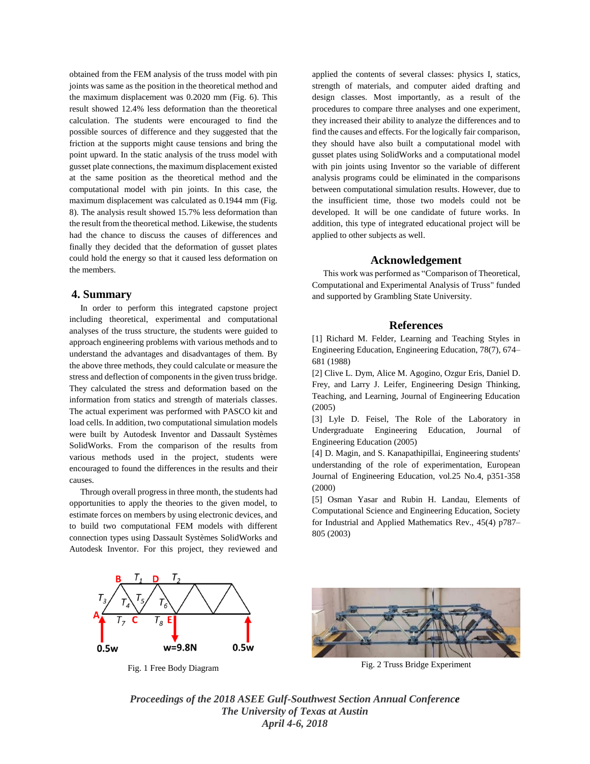obtained from the FEM analysis of the truss model with pin joints was same as the position in the theoretical method and the maximum displacement was 0.2020 mm (Fig. 6). This result showed 12.4% less deformation than the theoretical calculation. The students were encouraged to find the possible sources of difference and they suggested that the friction at the supports might cause tensions and bring the point upward. In the static analysis of the truss model with gusset plate connections, the maximum displacement existed at the same position as the theoretical method and the computational model with pin joints. In this case, the maximum displacement was calculated as 0.1944 mm (Fig. 8). The analysis result showed 15.7% less deformation than the result from the theoretical method. Likewise, the students had the chance to discuss the causes of differences and finally they decided that the deformation of gusset plates could hold the energy so that it caused less deformation on the members.

## 4. Summary

In order to perform this integrated capstone project including theoretical, experimental and computational analyses of the truss structure, the students were guided to approach engineering problems with various methods and to understand the advantages and disadvantages of them. By the above three methods, they could calculate or measure the stress and deflection of components in the given truss bridge. They calculated the stress and deformation based on the information from statics and strength of materials classes. The actual experiment was performed with PASCO kit and load cells. In addition, two computational simulation models were built by Autodesk Inventor and Dassault Systèmes SolidWorks. From the comparison of the results from various methods used in the project, students were encouraged to found the differences in the results and their causes.

Through overall progress in three month, the students had opportunities to apply the theories to the given model, to estimate forces on members by using electronic devices, and to build two computational FEM models with different connection types using Dassault Systèmes SolidWorks and Autodesk Inventor. For this project, they reviewed and applied the contents of several classes: physics I, statics, strength of materials, and computer aided drafting and design classes. Most importantly, as a result of the procedures to compare three analyses and one experiment, they increased their ability to analyze the differences and to find the causes and effects. For the logically fair comparison, they should have also built a computational model with gusset plates using SolidWorks and a computational model with pin joints using Inventor so the variable of different analysis programs could be eliminated in the comparisons between computational simulation results. However, due to the insufficient time, those two models could not be developed. It will be one candidate of future works. In addition, this type of integrated educational project will be applied to other subjects as well.

## Acknowledgement

This work was performed as "Comparison of Theoretical, Computational and Experimental Analysis of Truss" funded and supported by Grambling State University.

## References

[1] Richard M. Felder, Learning and Teaching Styles in Engineering Education, Engineering Education, 78(7), 674–681 (1988)

[2] Clive L. Dym, Alice M. Agogino, Ozgur Eris, Daniel D. Frey, and Larry J. Leifer, Engineering Design Thinking, Teaching, and Learning, Journal of Engineering Education (2005)

[3] Lyle D. Feisel, The Role of the Laboratory in Undergraduate Engineering Education, Journal of Engineering Education (2005)

[4] D. Magin, and S. Kanapathipillai, Engineering students' understanding of the role of experimentation, European Journal of Engineering Education, vol.25 No.4, p351-358 (2000)

[5] Osman Yasar and Rubin H. Landau, Elements of Computational Science and Engineering Education, Society for Industrial and Applied Mathematics Rev., 45(4) p787–805 (2003)

Fig. 1 Free Body Diagram

Fig. 2 Truss Bridge Experiment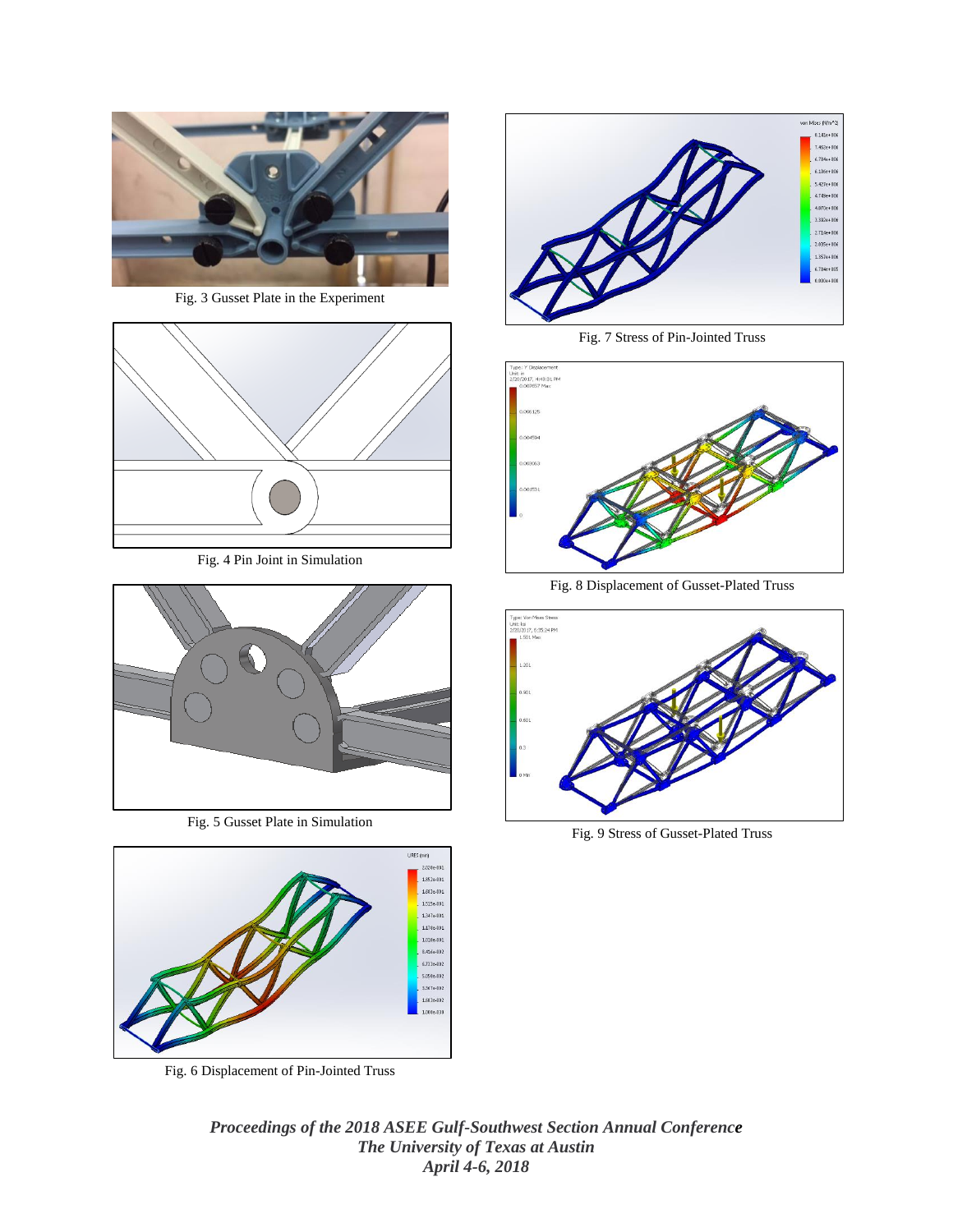Fig. 3 Gusset Plate in the Experiment

Fig. 4 Pin Joint in Simulation

Fig. 5 Gusset Plate in Simulation

Fig. 6 Displacement of Pin-Jointed Truss

Fig. 7 Stress of Pin-Jointed Truss

Fig. 8 Displacement of Gusset-Plated Truss

Fig. 9 Stress of Gusset-Plated Truss

*Proceedings of the 2018 ASEE Gulf-Southwest Section Annual Conference*
*The University of Texas at Austin*
*April 4-6, 2018*